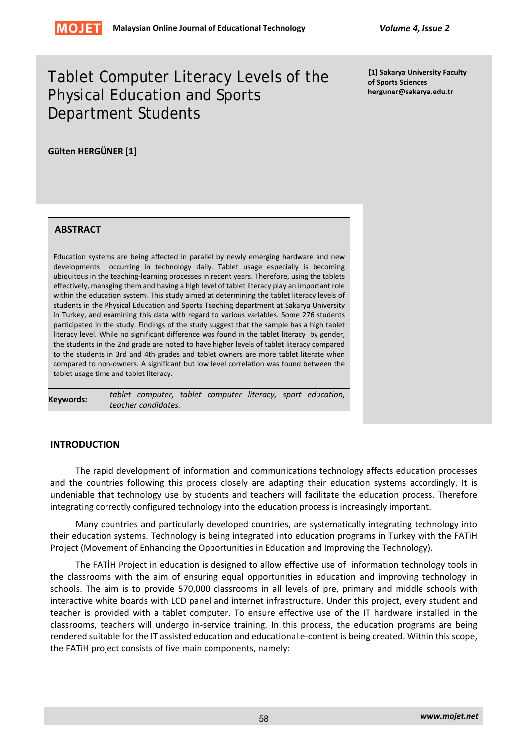# Tablet Computer Literacy Levels of the Physical Education and Sports Department Students

**Gülten HERGÜNER [1]**

[1] Sakarya University Faculty of Sports Sciences
herguner@sakarya.edu.tr

## ABSTRACT

Education systems are being affected in parallel by newly emerging hardware and new developments occurring in technology daily. Tablet usage especially is becoming ubiquitous in the teaching-learning processes in recent years. Therefore, using the tablets effectively, managing them and having a high level of tablet literacy play an important role within the education system. This study aimed at determining the tablet literacy levels of students in the Physical Education and Sports Teaching department at Sakarya University in Turkey, and examining this data with regard to various variables. Some 276 students participated in the study. Findings of the study suggest that the sample has a high tablet literacy level. While no significant difference was found in the tablet literacy by gender, the students in the 2nd grade are noted to have higher levels of tablet literacy compared to the students in 3rd and 4th grades and tablet owners are more tablet literate when compared to non-owners. A significant but low level correlation was found between the tablet usage time and tablet literacy.

**Keywords:** *tablet computer, tablet computer literacy, sport education, teacher candidates.*

## INTRODUCTION

The rapid development of information and communications technology affects education processes and the countries following this process closely are adapting their education systems accordingly. It is undeniable that technology use by students and teachers will facilitate the education process. Therefore integrating correctly configured technology into the education process is increasingly important.

Many countries and particularly developed countries, are systematically integrating technology into their education systems. Technology is being integrated into education programs in Turkey with the FATiH Project (Movement of Enhancing the Opportunities in Education and Improving the Technology).

The FATİH Project in education is designed to allow effective use of information technology tools in the classrooms with the aim of ensuring equal opportunities in education and improving technology in schools. The aim is to provide 570,000 classrooms in all levels of pre, primary and middle schools with interactive white boards with LCD panel and internet infrastructure. Under this project, every student and teacher is provided with a tablet computer. To ensure effective use of the IT hardware installed in the classrooms, teachers will undergo in-service training. In this process, the education programs are being rendered suitable for the IT assisted education and educational e-content is being created. Within this scope, the FATiH project consists of five main components, namely: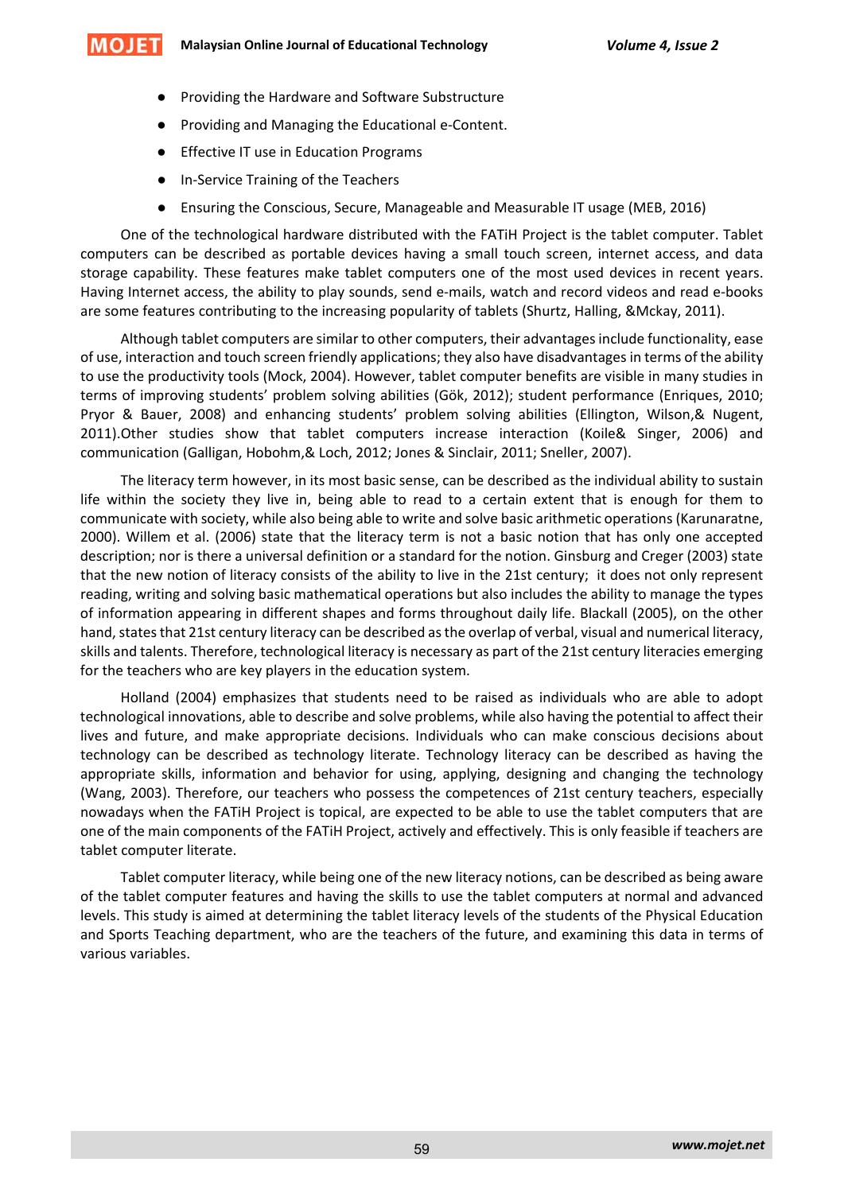- Providing the Hardware and Software Substructure
- Providing and Managing the Educational e-Content.
- Effective IT use in Education Programs
- In-Service Training of the Teachers
- Ensuring the Conscious, Secure, Manageable and Measurable IT usage (MEB, 2016)

One of the technological hardware distributed with the FATiH Project is the tablet computer. Tablet computers can be described as portable devices having a small touch screen, internet access, and data storage capability. These features make tablet computers one of the most used devices in recent years. Having Internet access, the ability to play sounds, send e-mails, watch and record videos and read e-books are some features contributing to the increasing popularity of tablets (Shurtz, Halling, &Mckay, 2011).

Although tablet computers are similar to other computers, their advantages include functionality, ease of use, interaction and touch screen friendly applications; they also have disadvantages in terms of the ability to use the productivity tools (Mock, 2004). However, tablet computer benefits are visible in many studies in terms of improving students' problem solving abilities (Gök, 2012); student performance (Enriques, 2010; Pryor & Bauer, 2008) and enhancing students' problem solving abilities (Ellington, Wilson,& Nugent, 2011).Other studies show that tablet computers increase interaction (Koile& Singer, 2006) and communication (Galligan, Hobohm,& Loch, 2012; Jones & Sinclair, 2011; Sneller, 2007).

The literacy term however, in its most basic sense, can be described as the individual ability to sustain life within the society they live in, being able to read to a certain extent that is enough for them to communicate with society, while also being able to write and solve basic arithmetic operations (Karunaratne, 2000). Willem et al. (2006) state that the literacy term is not a basic notion that has only one accepted description; nor is there a universal definition or a standard for the notion. Ginsburg and Creger (2003) state that the new notion of literacy consists of the ability to live in the 21st century; it does not only represent reading, writing and solving basic mathematical operations but also includes the ability to manage the types of information appearing in different shapes and forms throughout daily life. Blackall (2005), on the other hand, states that 21st century literacy can be described as the overlap of verbal, visual and numerical literacy, skills and talents. Therefore, technological literacy is necessary as part of the 21st century literacies emerging for the teachers who are key players in the education system.

Holland (2004) emphasizes that students need to be raised as individuals who are able to adopt technological innovations, able to describe and solve problems, while also having the potential to affect their lives and future, and make appropriate decisions. Individuals who can make conscious decisions about technology can be described as technology literate. Technology literacy can be described as having the appropriate skills, information and behavior for using, applying, designing and changing the technology (Wang, 2003). Therefore, our teachers who possess the competences of 21st century teachers, especially nowadays when the FATiH Project is topical, are expected to be able to use the tablet computers that are one of the main components of the FATiH Project, actively and effectively. This is only feasible if teachers are tablet computer literate.

Tablet computer literacy, while being one of the new literacy notions, can be described as being aware of the tablet computer features and having the skills to use the tablet computers at normal and advanced levels. This study is aimed at determining the tablet literacy levels of the students of the Physical Education and Sports Teaching department, who are the teachers of the future, and examining this data in terms of various variables.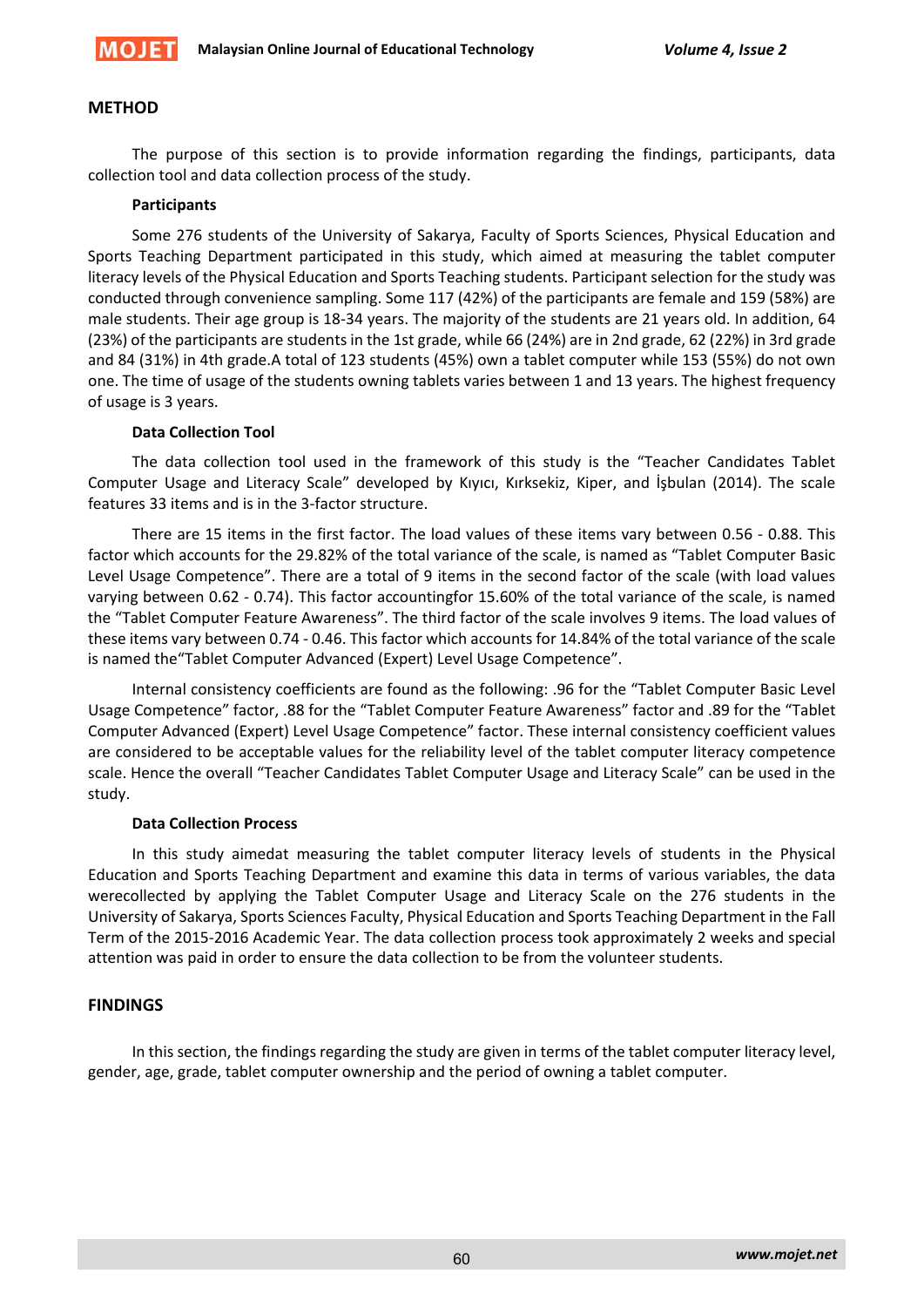## METHOD

The purpose of this section is to provide information regarding the findings, participants, data collection tool and data collection process of the study.

### Participants

Some 276 students of the University of Sakarya, Faculty of Sports Sciences, Physical Education and Sports Teaching Department participated in this study, which aimed at measuring the tablet computer literacy levels of the Physical Education and Sports Teaching students. Participant selection for the study was conducted through convenience sampling. Some 117 (42%) of the participants are female and 159 (58%) are male students. Their age group is 18-34 years. The majority of the students are 21 years old. In addition, 64 (23%) of the participants are students in the 1st grade, while 66 (24%) are in 2nd grade, 62 (22%) in 3rd grade and 84 (31%) in 4th grade.A total of 123 students (45%) own a tablet computer while 153 (55%) do not own one. The time of usage of the students owning tablets varies between 1 and 13 years. The highest frequency of usage is 3 years.

### Data Collection Tool

The data collection tool used in the framework of this study is the "Teacher Candidates Tablet Computer Usage and Literacy Scale" developed by Kıyıcı, Kırksekiz, Kiper, and İşbulan (2014). The scale features 33 items and is in the 3-factor structure.

There are 15 items in the first factor. The load values of these items vary between 0.56 - 0.88. This factor which accounts for the 29.82% of the total variance of the scale, is named as "Tablet Computer Basic Level Usage Competence". There are a total of 9 items in the second factor of the scale (with load values varying between 0.62 - 0.74). This factor accountingfor 15.60% of the total variance of the scale, is named the "Tablet Computer Feature Awareness". The third factor of the scale involves 9 items. The load values of these items vary between 0.74 - 0.46. This factor which accounts for 14.84% of the total variance of the scale is named the"Tablet Computer Advanced (Expert) Level Usage Competence".

Internal consistency coefficients are found as the following: .96 for the "Tablet Computer Basic Level Usage Competence" factor, .88 for the "Tablet Computer Feature Awareness" factor and .89 for the "Tablet Computer Advanced (Expert) Level Usage Competence" factor. These internal consistency coefficient values are considered to be acceptable values for the reliability level of the tablet computer literacy competence scale. Hence the overall "Teacher Candidates Tablet Computer Usage and Literacy Scale" can be used in the study.

### Data Collection Process

In this study aimedat measuring the tablet computer literacy levels of students in the Physical Education and Sports Teaching Department and examine this data in terms of various variables, the data werecollected by applying the Tablet Computer Usage and Literacy Scale on the 276 students in the University of Sakarya, Sports Sciences Faculty, Physical Education and Sports Teaching Department in the Fall Term of the 2015-2016 Academic Year. The data collection process took approximately 2 weeks and special attention was paid in order to ensure the data collection to be from the volunteer students.

## FINDINGS

In this section, the findings regarding the study are given in terms of the tablet computer literacy level, gender, age, grade, tablet computer ownership and the period of owning a tablet computer.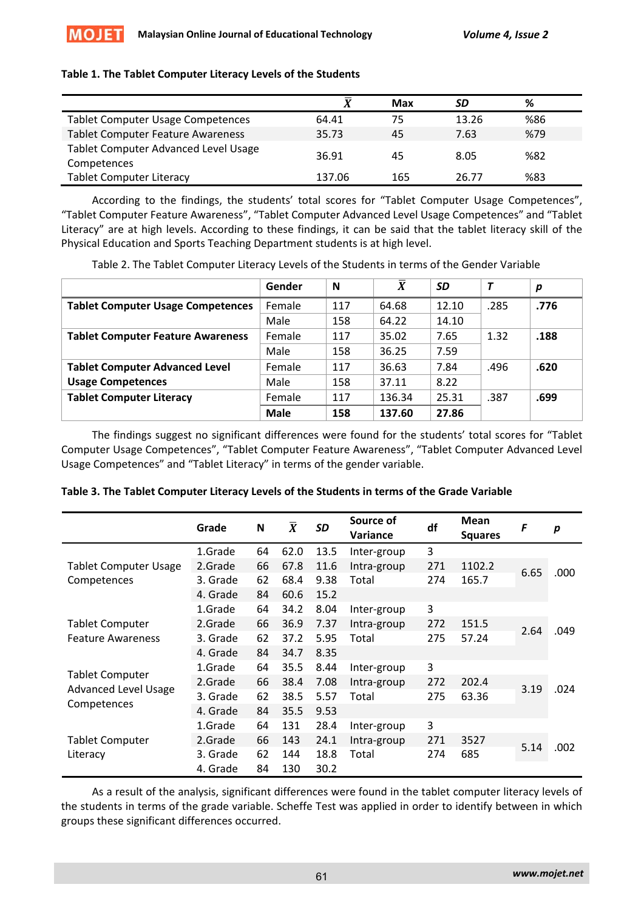**Table 1. The Tablet Computer Literacy Levels of the Students**

| | $\bar{X}$ | Max | *SD* | % |
|---|---|---|---|---|
| Tablet Computer Usage Competences | 64.41 | 75 | 13.26 | %86 |
| Tablet Computer Feature Awareness | 35.73 | 45 | 7.63 | %79 |
| Tablet Computer Advanced Level Usage Competences | 36.91 | 45 | 8.05 | %82 |
| Tablet Computer Literacy | 137.06 | 165 | 26.77 | %83 |

According to the findings, the students' total scores for "Tablet Computer Usage Competences", "Tablet Computer Feature Awareness", "Tablet Computer Advanced Level Usage Competences" and "Tablet Literacy" are at high levels. According to these findings, it can be said that the tablet literacy skill of the Physical Education and Sports Teaching Department students is at high level.

Table 2. The Tablet Computer Literacy Levels of the Students in terms of the Gender Variable

| | Gender | N | $\bar{X}$ | *SD* | *T* | *p* |
|---|---|---|---|---|---|---|
| **Tablet Computer Usage Competences** | Female | 117 | 64.68 | 12.10 | .285 | **.776** |
| | Male | 158 | 64.22 | 14.10 | | |
| **Tablet Computer Feature Awareness** | Female | 117 | 35.02 | 7.65 | 1.32 | **.188** |
| | Male | 158 | 36.25 | 7.59 | | |
| **Tablet Computer Advanced Level Usage Competences** | Female | 117 | 36.63 | 7.84 | .496 | **.620** |
| | Male | 158 | 37.11 | 8.22 | | |
| **Tablet Computer Literacy** | Female | 117 | 136.34 | 25.31 | .387 | **.699** |
| | **Male** | **158** | **137.60** | **27.86** | | |

The findings suggest no significant differences were found for the students' total scores for "Tablet Computer Usage Competences", "Tablet Computer Feature Awareness", "Tablet Computer Advanced Level Usage Competences" and "Tablet Literacy" in terms of the gender variable.

**Table 3. The Tablet Computer Literacy Levels of the Students in terms of the Grade Variable**

| | Grade | N | $\bar{X}$ | *SD* | Source of Variance | df | Mean Squares | *F* | *p* |
|---|---|---|---|---|---|---|---|---|---|
| Tablet Computer Usage Competences | 1.Grade | 64 | 62.0 | 13.5 | Inter-group | 3 | | 6.65 | .000 |
| | 2.Grade | 66 | 67.8 | 11.6 | Intra-group | 271 | 1102.2 | | |
| | 3. Grade | 62 | 68.4 | 9.38 | Total | 274 | 165.7 | | |
| | 4. Grade | 84 | 60.6 | 15.2 | | | | | |
| Tablet Computer Feature Awareness | 1.Grade | 64 | 34.2 | 8.04 | Inter-group | 3 | | 2.64 | .049 |
| | 2.Grade | 66 | 36.9 | 7.37 | Intra-group | 272 | 151.5 | | |
| | 3. Grade | 62 | 37.2 | 5.95 | Total | 275 | 57.24 | | |
| | 4. Grade | 84 | 34.7 | 8.35 | | | | | |
| Tablet Computer Advanced Level Usage Competences | 1.Grade | 64 | 35.5 | 8.44 | Inter-group | 3 | | 3.19 | .024 |
| | 2.Grade | 66 | 38.4 | 7.08 | Intra-group | 272 | 202.4 | | |
| | 3. Grade | 62 | 38.5 | 5.57 | Total | 275 | 63.36 | | |
| | 4. Grade | 84 | 35.5 | 9.53 | | | | | |
| Tablet Computer Literacy | 1.Grade | 64 | 131 | 28.4 | Inter-group | 3 | | 5.14 | .002 |
| | 2.Grade | 66 | 143 | 24.1 | Intra-group | 271 | 3527 | | |
| | 3. Grade | 62 | 144 | 18.8 | Total | 274 | 685 | | |
| | 4. Grade | 84 | 130 | 30.2 | | | | | |

As a result of the analysis, significant differences were found in the tablet computer literacy levels of the students in terms of the grade variable. Scheffe Test was applied in order to identify between in which groups these significant differences occurred.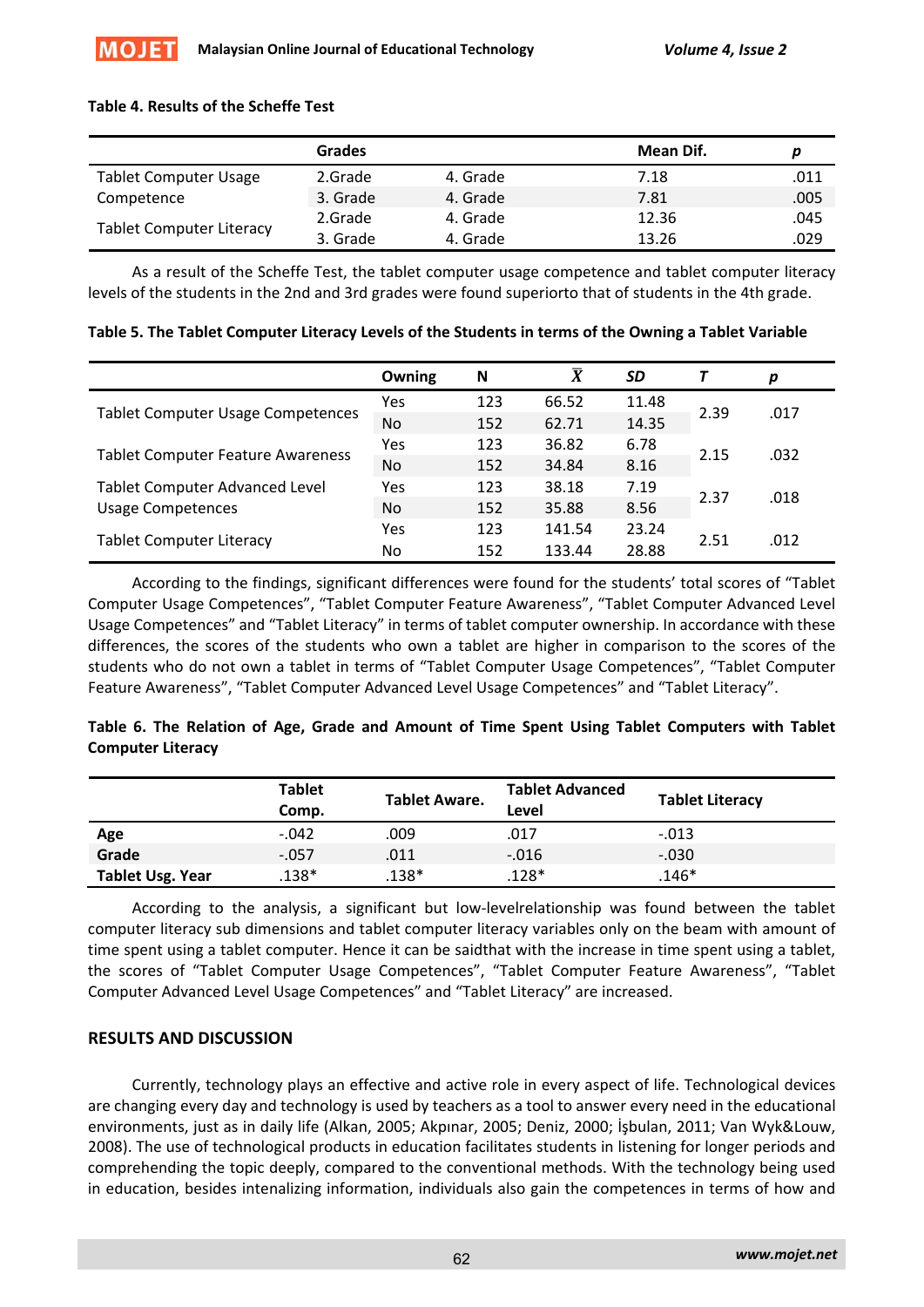**Table 4. Results of the Scheffe Test**

| | Grades | | Mean Dif. | *p* |
|---|---|---|---|---|
| Tablet Computer Usage Competence | 2.Grade | 4. Grade | 7.18 | .011 |
| | 3. Grade | 4. Grade | 7.81 | .005 |
| Tablet Computer Literacy | 2.Grade | 4. Grade | 12.36 | .045 |
| | 3. Grade | 4. Grade | 13.26 | .029 |

As a result of the Scheffe Test, the tablet computer usage competence and tablet computer literacy levels of the students in the 2nd and 3rd grades were found superiorto that of students in the 4th grade.

**Table 5. The Tablet Computer Literacy Levels of the Students in terms of the Owning a Tablet Variable**

| | Owning | N | $\bar{X}$ | *SD* | *T* | *p* |
|---|---|---|---|---|---|---|
| Tablet Computer Usage Competences | Yes | 123 | 66.52 | 11.48 | 2.39 | .017 |
| | No | 152 | 62.71 | 14.35 | | |
| Tablet Computer Feature Awareness | Yes | 123 | 36.82 | 6.78 | 2.15 | .032 |
| | No | 152 | 34.84 | 8.16 | | |
| Tablet Computer Advanced Level Usage Competences | Yes | 123 | 38.18 | 7.19 | 2.37 | .018 |
| | No | 152 | 35.88 | 8.56 | | |
| Tablet Computer Literacy | Yes | 123 | 141.54 | 23.24 | 2.51 | .012 |
| | No | 152 | 133.44 | 28.88 | | |

According to the findings, significant differences were found for the students' total scores of "Tablet Computer Usage Competences", "Tablet Computer Feature Awareness", "Tablet Computer Advanced Level Usage Competences" and "Tablet Literacy" in terms of tablet computer ownership. In accordance with these differences, the scores of the students who own a tablet are higher in comparison to the scores of the students who do not own a tablet in terms of "Tablet Computer Usage Competences", "Tablet Computer Feature Awareness", "Tablet Computer Advanced Level Usage Competences" and "Tablet Literacy".

**Table 6. The Relation of Age, Grade and Amount of Time Spent Using Tablet Computers with Tablet Computer Literacy**

| | Tablet Comp. | Tablet Aware. | Tablet Advanced Level | Tablet Literacy |
|---|---|---|---|---|
| **Age** | -.042 | .009 | .017 | -.013 |
| **Grade** | -.057 | .011 | -.016 | -.030 |
| **Tablet Usg. Year** | .138* | .138* | .128* | .146* |

According to the analysis, a significant but low-levelrelationship was found between the tablet computer literacy sub dimensions and tablet computer literacy variables only on the beam with amount of time spent using a tablet computer. Hence it can be saidthat with the increase in time spent using a tablet, the scores of "Tablet Computer Usage Competences", "Tablet Computer Feature Awareness", "Tablet Computer Advanced Level Usage Competences" and "Tablet Literacy" are increased.

## RESULTS AND DISCUSSION

Currently, technology plays an effective and active role in every aspect of life. Technological devices are changing every day and technology is used by teachers as a tool to answer every need in the educational environments, just as in daily life (Alkan, 2005; Akpınar, 2005; Deniz, 2000; İşbulan, 2011; Van Wyk&Louw, 2008). The use of technological products in education facilitates students in listening for longer periods and comprehending the topic deeply, compared to the conventional methods. With the technology being used in education, besides intenalizing information, individuals also gain the competences in terms of how and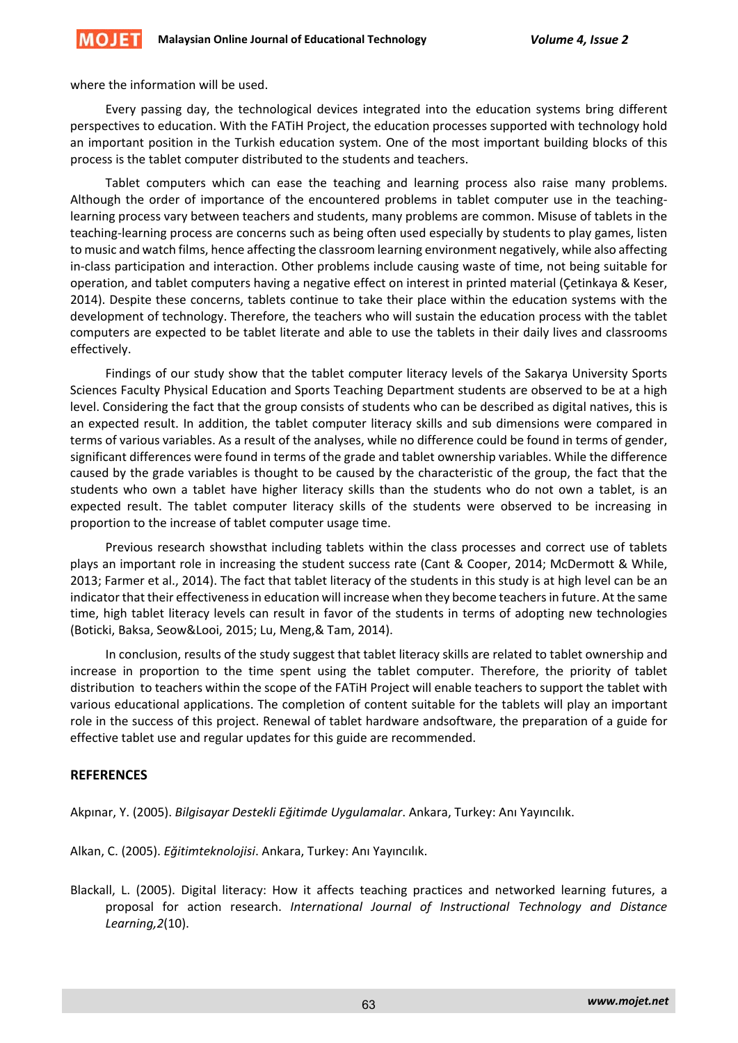where the information will be used.

Every passing day, the technological devices integrated into the education systems bring different perspectives to education. With the FATiH Project, the education processes supported with technology hold an important position in the Turkish education system. One of the most important building blocks of this process is the tablet computer distributed to the students and teachers.

Tablet computers which can ease the teaching and learning process also raise many problems. Although the order of importance of the encountered problems in tablet computer use in the teaching-learning process vary between teachers and students, many problems are common. Misuse of tablets in the teaching-learning process are concerns such as being often used especially by students to play games, listen to music and watch films, hence affecting the classroom learning environment negatively, while also affecting in-class participation and interaction. Other problems include causing waste of time, not being suitable for operation, and tablet computers having a negative effect on interest in printed material (Çetinkaya & Keser, 2014). Despite these concerns, tablets continue to take their place within the education systems with the development of technology. Therefore, the teachers who will sustain the education process with the tablet computers are expected to be tablet literate and able to use the tablets in their daily lives and classrooms effectively.

Findings of our study show that the tablet computer literacy levels of the Sakarya University Sports Sciences Faculty Physical Education and Sports Teaching Department students are observed to be at a high level. Considering the fact that the group consists of students who can be described as digital natives, this is an expected result. In addition, the tablet computer literacy skills and sub dimensions were compared in terms of various variables. As a result of the analyses, while no difference could be found in terms of gender, significant differences were found in terms of the grade and tablet ownership variables. While the difference caused by the grade variables is thought to be caused by the characteristic of the group, the fact that the students who own a tablet have higher literacy skills than the students who do not own a tablet, is an expected result. The tablet computer literacy skills of the students were observed to be increasing in proportion to the increase of tablet computer usage time.

Previous research showsthat including tablets within the class processes and correct use of tablets plays an important role in increasing the student success rate (Cant & Cooper, 2014; McDermott & While, 2013; Farmer et al., 2014). The fact that tablet literacy of the students in this study is at high level can be an indicator that their effectiveness in education will increase when they become teachers in future. At the same time, high tablet literacy levels can result in favor of the students in terms of adopting new technologies (Boticki, Baksa, Seow&Looi, 2015; Lu, Meng,& Tam, 2014).

In conclusion, results of the study suggest that tablet literacy skills are related to tablet ownership and increase in proportion to the time spent using the tablet computer. Therefore, the priority of tablet distribution to teachers within the scope of the FATiH Project will enable teachers to support the tablet with various educational applications. The completion of content suitable for the tablets will play an important role in the success of this project. Renewal of tablet hardware andsoftware, the preparation of a guide for effective tablet use and regular updates for this guide are recommended.

## REFERENCES

Akpınar, Y. (2005). *Bilgisayar Destekli Eğitimde Uygulamalar*. Ankara, Turkey: Anı Yayıncılık.

Alkan, C. (2005). *Eğitimteknolojisi*. Ankara, Turkey: Anı Yayıncılık.

Blackall, L. (2005). Digital literacy: How it affects teaching practices and networked learning futures, a proposal for action research. *International Journal of Instructional Technology and Distance Learning,2*(10).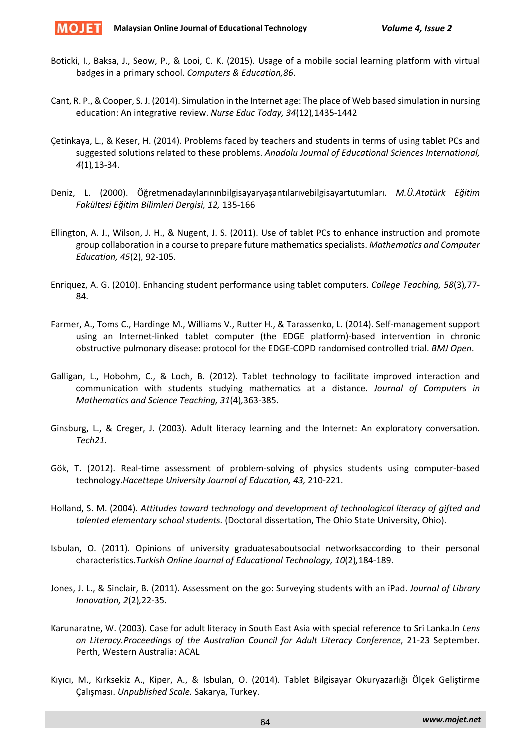Boticki, I., Baksa, J., Seow, P., & Looi, C. K. (2015). Usage of a mobile social learning platform with virtual badges in a primary school. *Computers & Education,86*.

Cant, R. P., & Cooper, S. J. (2014). Simulation in the Internet age: The place of Web based simulation in nursing education: An integrative review. *Nurse Educ Today, 34*(12)*,*1435-1442

Çetinkaya, L., & Keser, H. (2014). Problems faced by teachers and students in terms of using tablet PCs and suggested solutions related to these problems. *Anadolu Journal of Educational Sciences International, 4*(1)*,*13-34.

Deniz, L. (2000). Öğretmenadaylarınınbilgisayaryaşantılarıvebilgisayartutumları. *M.Ü.Atatürk Eğitim Fakültesi Eğitim Bilimleri Dergisi, 12,* 135-166

Ellington, A. J., Wilson, J. H., & Nugent, J. S. (2011). Use of tablet PCs to enhance instruction and promote group collaboration in a course to prepare future mathematics specialists. *Mathematics and Computer Education, 45*(2)*,* 92-105.

Enriquez, A. G. (2010). Enhancing student performance using tablet computers. *College Teaching, 58*(3)*,*77-84.

Farmer, A., Toms C., Hardinge M., Williams V., Rutter H., & Tarassenko, L. (2014). Self-management support using an Internet-linked tablet computer (the EDGE platform)-based intervention in chronic obstructive pulmonary disease: protocol for the EDGE-COPD randomised controlled trial. *BMJ Open*.

Galligan, L., Hobohm, C., & Loch, B. (2012). Tablet technology to facilitate improved interaction and communication with students studying mathematics at a distance. *Journal of Computers in Mathematics and Science Teaching, 31*(4)*,*363-385.

Ginsburg, L., & Creger, J. (2003). Adult literacy learning and the Internet: An exploratory conversation. *Tech21*.

Gök, T. (2012). Real-time assessment of problem-solving of physics students using computer-based technology.*Hacettepe University Journal of Education, 43,* 210-221.

Holland, S. M. (2004). *Attitudes toward technology and development of technological literacy of gifted and talented elementary school students.* (Doctoral dissertation, The Ohio State University, Ohio).

Isbulan, O. (2011). Opinions of university graduatesaboutsocial networksaccording to their personal characteristics.*Turkish Online Journal of Educational Technology, 10*(2)*,*184-189.

Jones, J. L., & Sinclair, B. (2011). Assessment on the go: Surveying students with an iPad. *Journal of Library Innovation, 2*(2)*,*22-35.

Karunaratne, W. (2003). Case for adult literacy in South East Asia with special reference to Sri Lanka.In *Lens on Literacy.Proceedings of the Australian Council for Adult Literacy Conference*, 21-23 September. Perth, Western Australia: ACAL

Kıyıcı, M., Kırksekiz A., Kiper, A., & Isbulan, O. (2014). Tablet Bilgisayar Okuryazarlığı Ölçek Geliştirme Çalışması. *Unpublished Scale.* Sakarya, Turkey.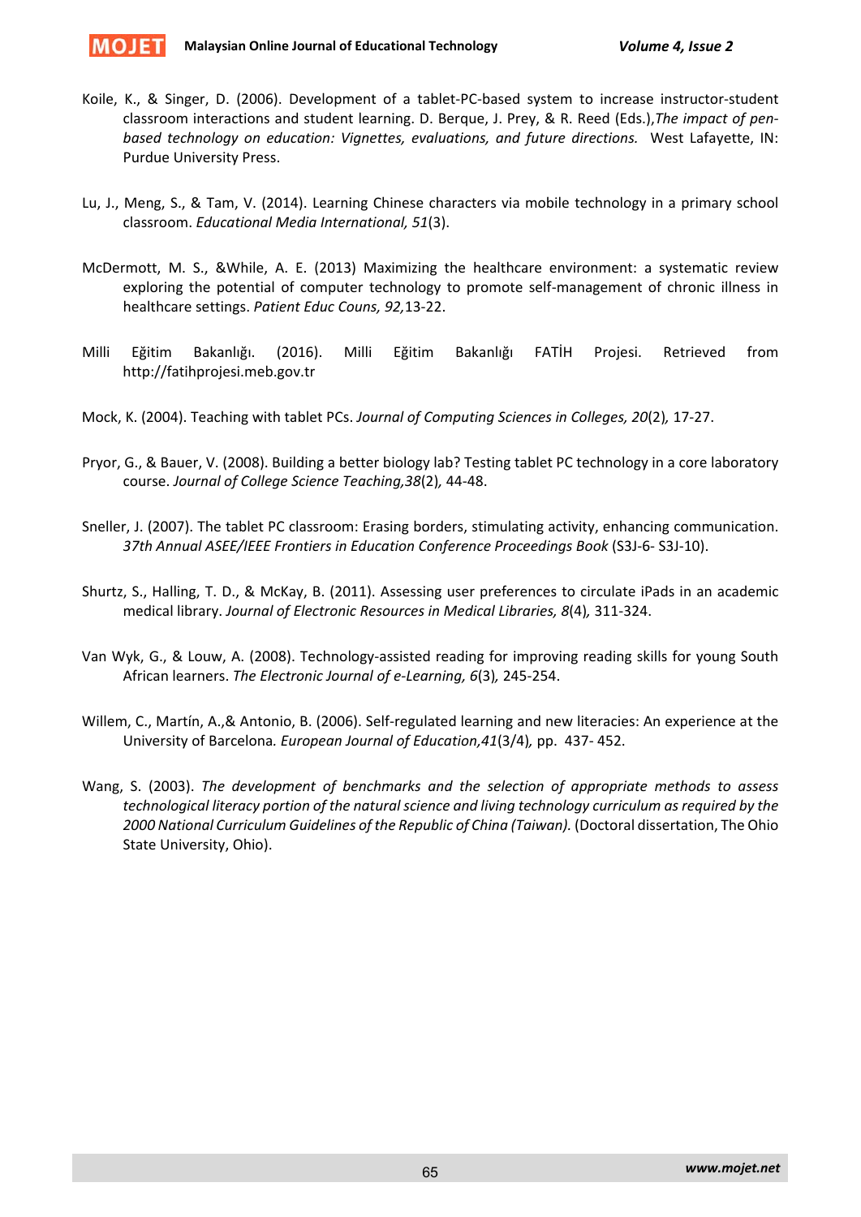Koile, K., & Singer, D. (2006). Development of a tablet-PC-based system to increase instructor-student classroom interactions and student learning. D. Berque, J. Prey, & R. Reed (Eds.),*The impact of pen-based technology on education: Vignettes, evaluations, and future directions.* West Lafayette, IN: Purdue University Press.

Lu, J., Meng, S., & Tam, V. (2014). Learning Chinese characters via mobile technology in a primary school classroom. *Educational Media International, 51*(3).

McDermott, M. S., &While, A. E. (2013) Maximizing the healthcare environment: a systematic review exploring the potential of computer technology to promote self-management of chronic illness in healthcare settings. *Patient Educ Couns, 92,*13-22.

Milli Eğitim Bakanlığı. (2016). Milli Eğitim Bakanlığı FATİH Projesi. Retrieved from http://fatihprojesi.meb.gov.tr

Mock, K. (2004). Teaching with tablet PCs. *Journal of Computing Sciences in Colleges, 20*(2)*,* 17-27.

Pryor, G., & Bauer, V. (2008). Building a better biology lab? Testing tablet PC technology in a core laboratory course. *Journal of College Science Teaching,38*(2)*,* 44-48.

Sneller, J. (2007). The tablet PC classroom: Erasing borders, stimulating activity, enhancing communication. *37th Annual ASEE/IEEE Frontiers in Education Conference Proceedings Book* (S3J-6- S3J-10).

Shurtz, S., Halling, T. D., & McKay, B. (2011). Assessing user preferences to circulate iPads in an academic medical library. *Journal of Electronic Resources in Medical Libraries, 8*(4)*,* 311-324.

Van Wyk, G., & Louw, A. (2008). Technology-assisted reading for improving reading skills for young South African learners. *The Electronic Journal of e-Learning, 6*(3)*,* 245-254.

Willem, C., Martín, A.,& Antonio, B. (2006). Self-regulated learning and new literacies: An experience at the University of Barcelona*. European Journal of Education,41*(3/4)*,* pp. 437- 452.

Wang, S. (2003). *The development of benchmarks and the selection of appropriate methods to assess technological literacy portion of the natural science and living technology curriculum as required by the 2000 National Curriculum Guidelines of the Republic of China (Taiwan).* (Doctoral dissertation, The Ohio State University, Ohio).